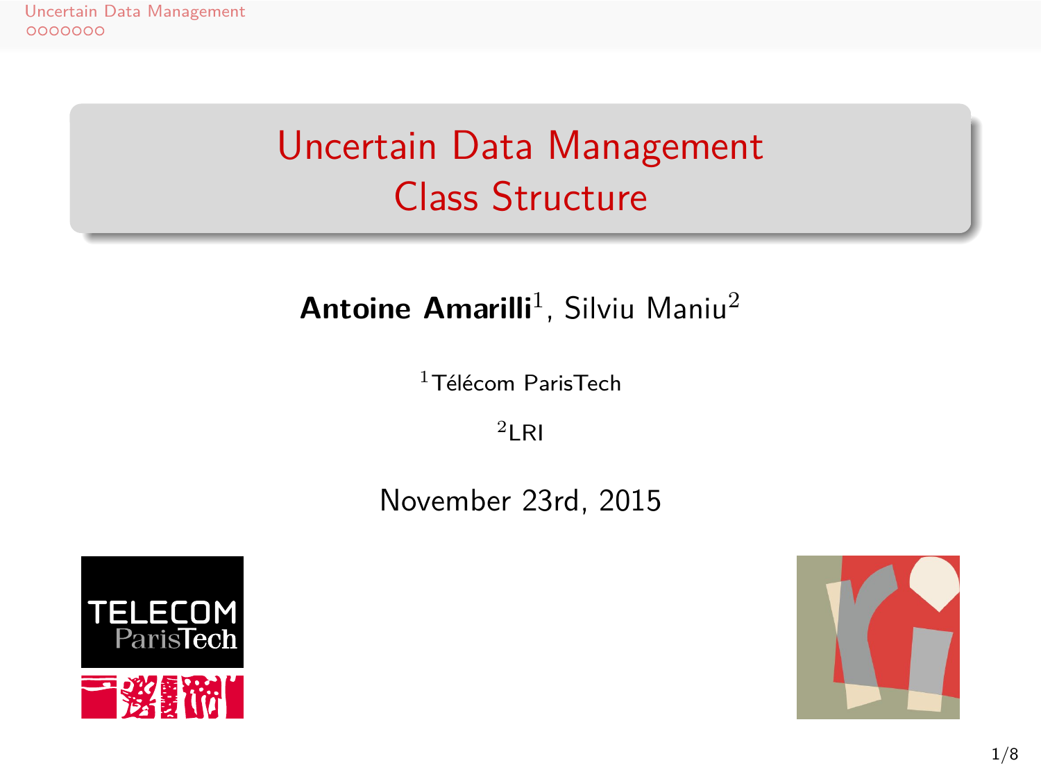# Uncertain Data Management
## Class Structure

**Antoine Amarilli**[1], Silviu Maniu[2]

[1]Télécom ParisTech

[2]LRI

November 23rd, 2015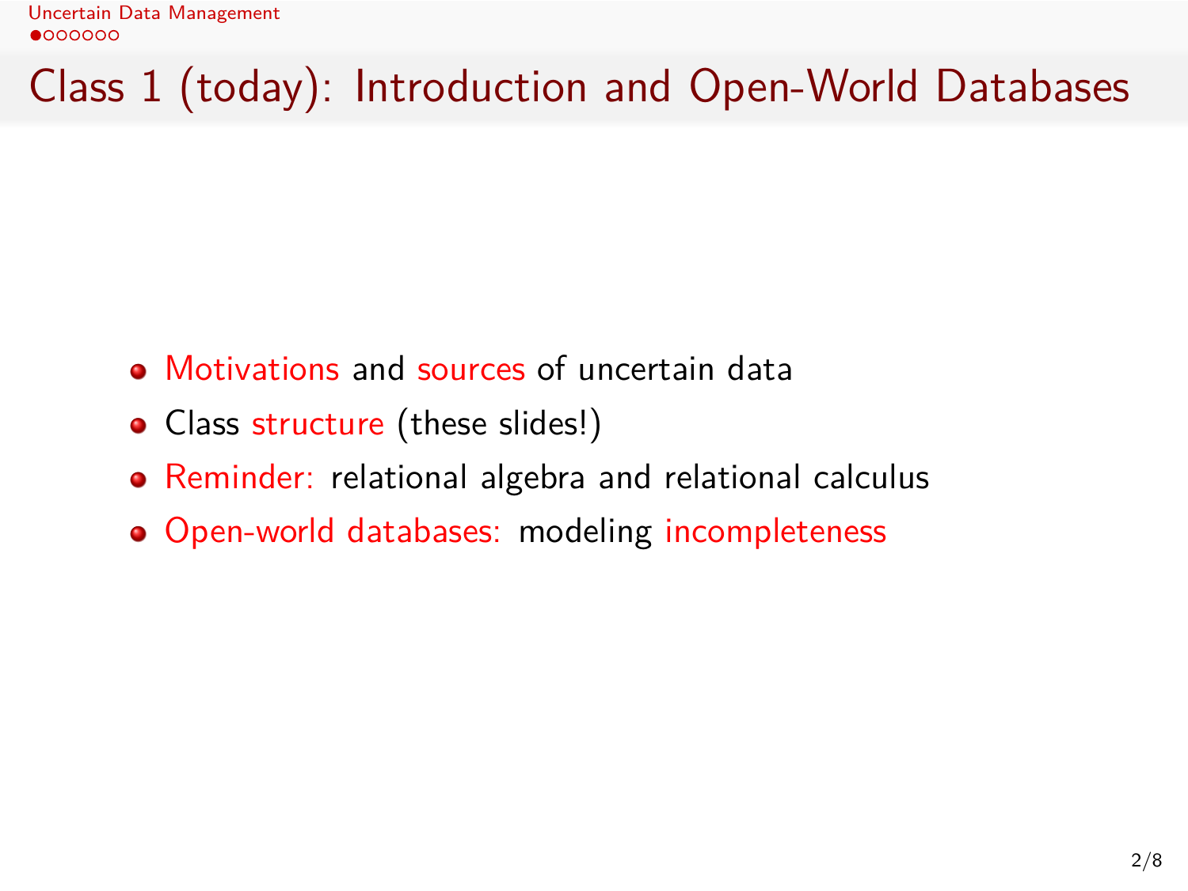# Class 1 (today): Introduction and Open-World Databases

- Motivations and sources of uncertain data
- Class structure (these slides!)
- Reminder: relational algebra and relational calculus
- Open-world databases: modeling incompleteness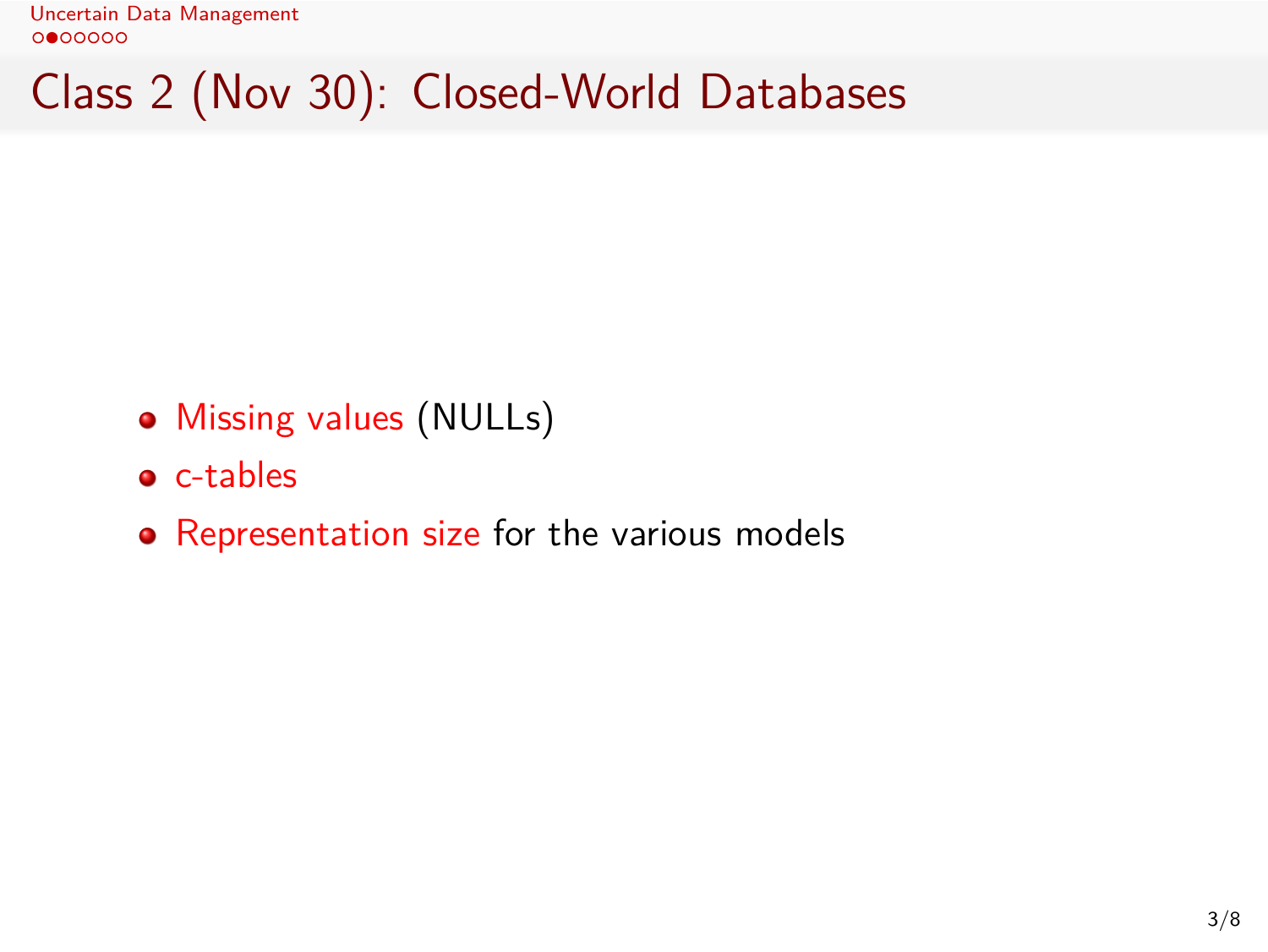# Class 2 (Nov 30): Closed-World Databases

- Missing values (NULLs)
- c-tables
- Representation size for the various models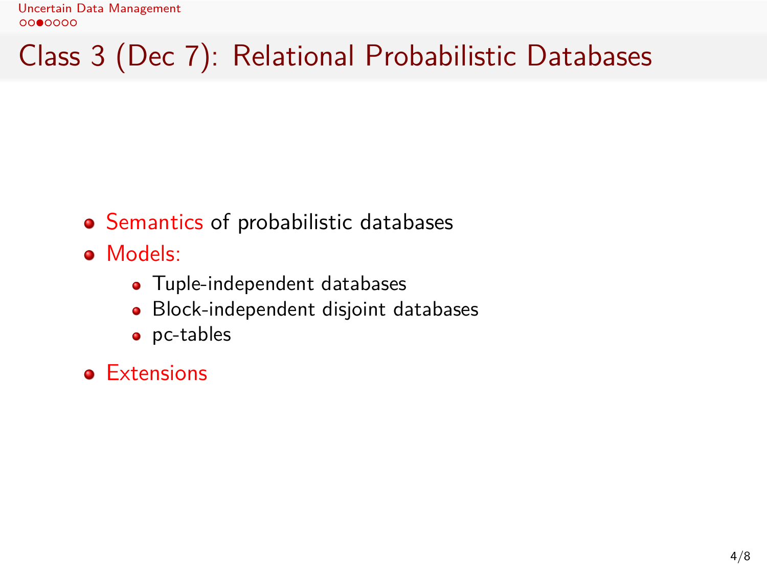# Class 3 (Dec 7): Relational Probabilistic Databases

- Semantics of probabilistic databases
- Models:
  - Tuple-independent databases
  - Block-independent disjoint databases
  - pc-tables
- Extensions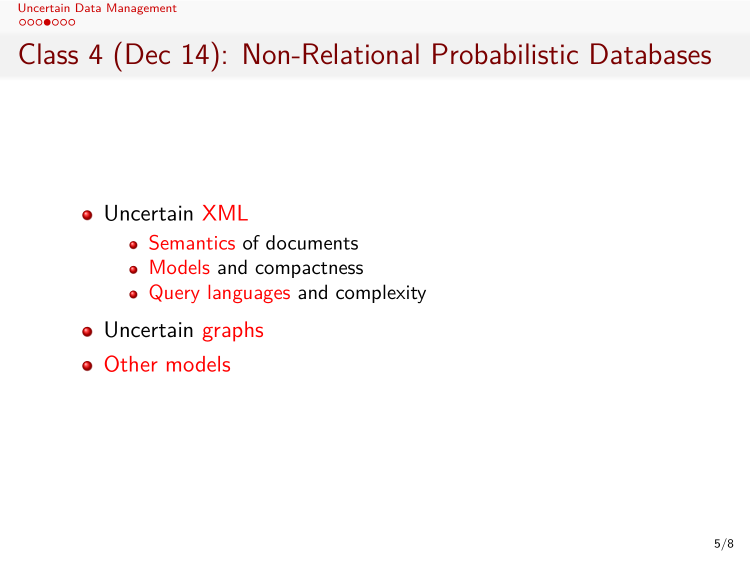# Class 4 (Dec 14): Non-Relational Probabilistic Databases

- Uncertain XML
  - Semantics of documents
  - Models and compactness
  - Query languages and complexity
- Uncertain graphs
- Other models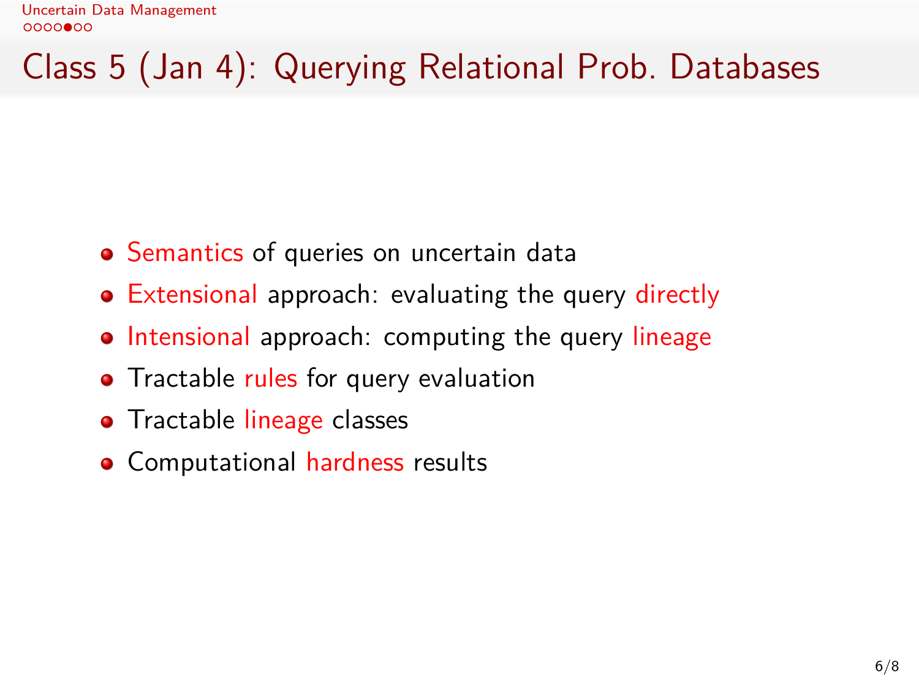# Class 5 (Jan 4): Querying Relational Prob. Databases

- Semantics of queries on uncertain data
- Extensional approach: evaluating the query directly
- Intensional approach: computing the query lineage
- Tractable rules for query evaluation
- Tractable lineage classes
- Computational hardness results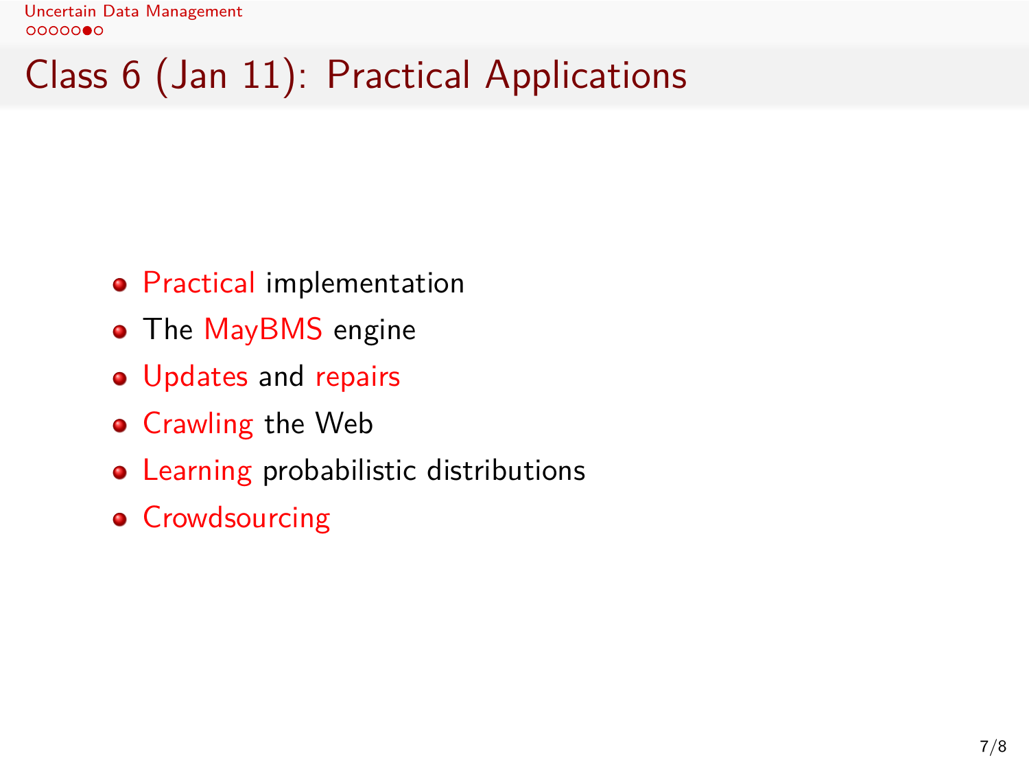# Class 6 (Jan 11): Practical Applications

- Practical implementation
- The MayBMS engine
- Updates and repairs
- Crawling the Web
- Learning probabilistic distributions
- Crowdsourcing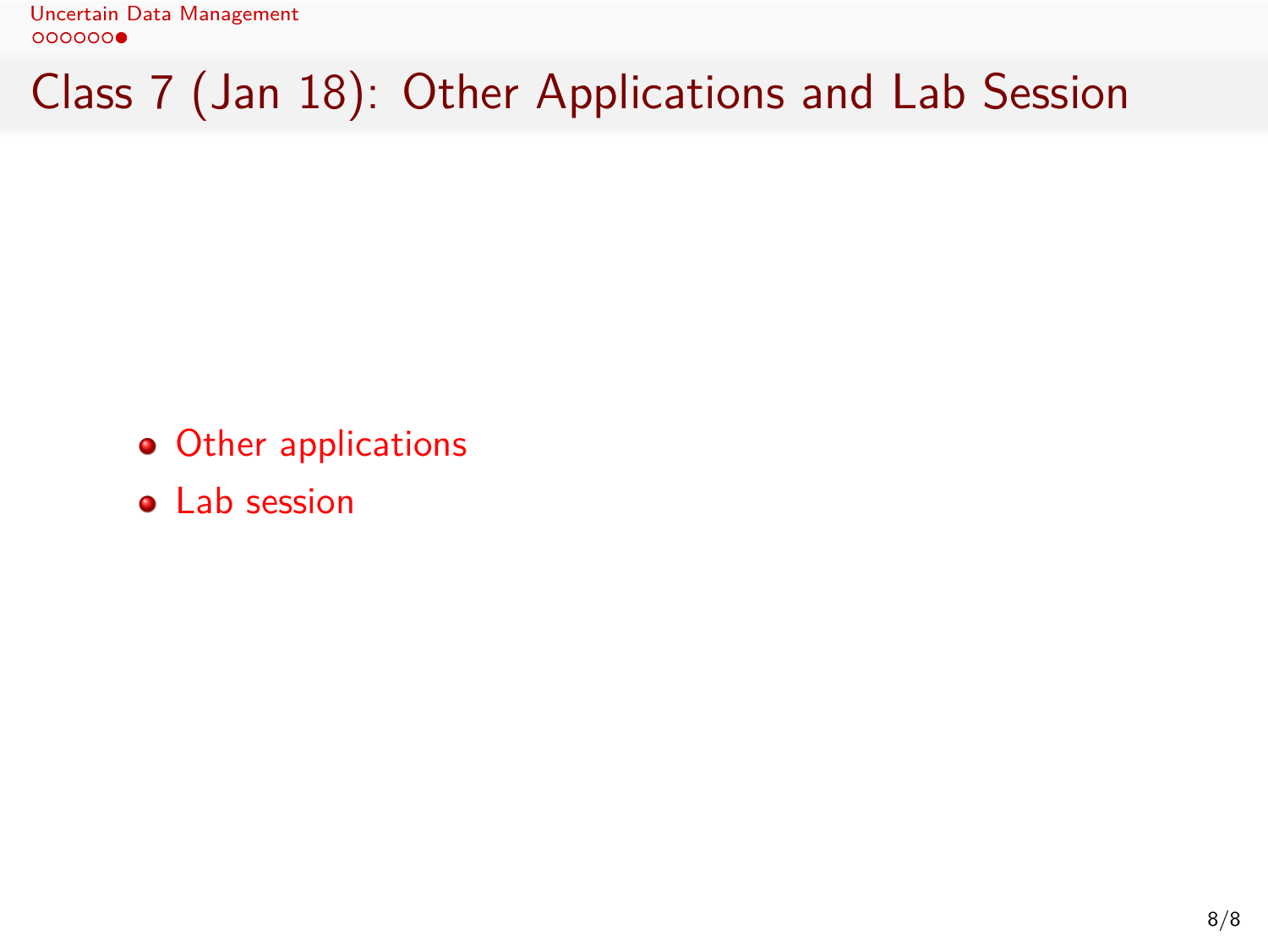# Class 7 (Jan 18): Other Applications and Lab Session

- Other applications
- Lab session